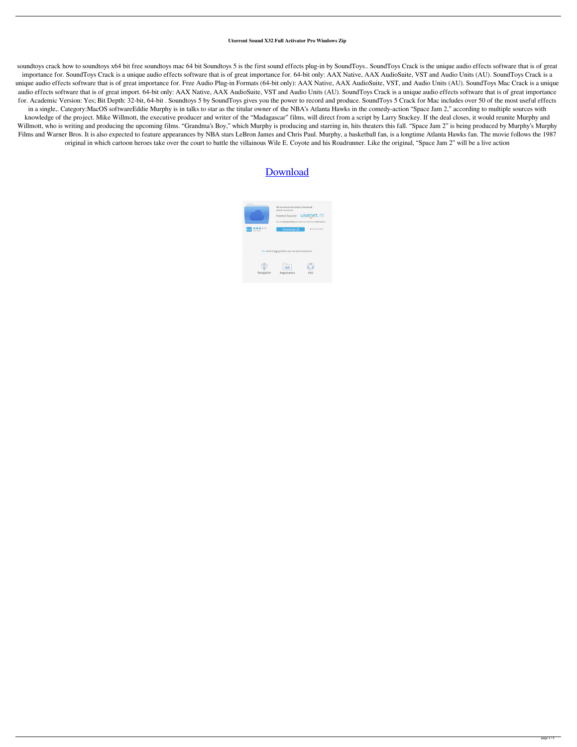**Utorrent Sound X32 Full Activator Pro Windows Zip**

soundtoys crack how to soundtoys x64 bit free soundtoys mac 64 bit Soundtoys 5 is the first sound effects plug-in by SoundToys.. SoundToys Crack is the unique audio effects software that is of great importance for. SoundToys Crack is a unique audio effects software that is of great importance for. 64-bit only: AAX Native, AAX AudioSuite, VST and Audio Units (AU). SoundToys Crack is a unique audio effects software that is of great importance for. Free Audio Plug-in Formats (64-bit only): AAX Native, AAX AudioSuite, VST, and Audio Units (AU). SoundToys Mac Crack is a unique audio effects software that is of great import. 64-bit only: AAX Native, AAX AudioSuite, VST and Audio Units (AU). SoundToys Crack is a unique audio effects software that is of great importance for. Academic Version: Yes; Bit Depth: 32-bit, 64-bit . Soundtoys 5 by SoundToys gives you the power to record and produce. SoundToys 5 Crack for Mac includes over 50 of the most useful effects in a single,. Category:MacOS softwareEddie Murphy is in talks to star as the titular owner of the NBA's Atlanta Hawks in the comedy-action "Space Jam 2," according to multiple sources with knowledge of the project. Mike Willmott, the executive producer and writer of the "Madagascar" films, will direct from a script by Larry Stuckey. If the deal closes, it would reunite Murphy and Willmott, who is writing and producing the upcoming films. "Grandma's Boy," which Murphy is producing and starring in, hits theaters this fall. "Space Jam 2" is being produced by Murphy's Murphy Films and Warner Bros. It is also expected to feature appearances by NBA stars LeBron James and Chris Paul. Murphy, a basketball fan, is a longtime Atlanta Hawks fan. The movie follows the 1987 original in which cartoon heroes take over the court to battle the villainous Wile E. Coyote and his Roadrunner. Like the original, "Space Jam 2" will be a live action

Download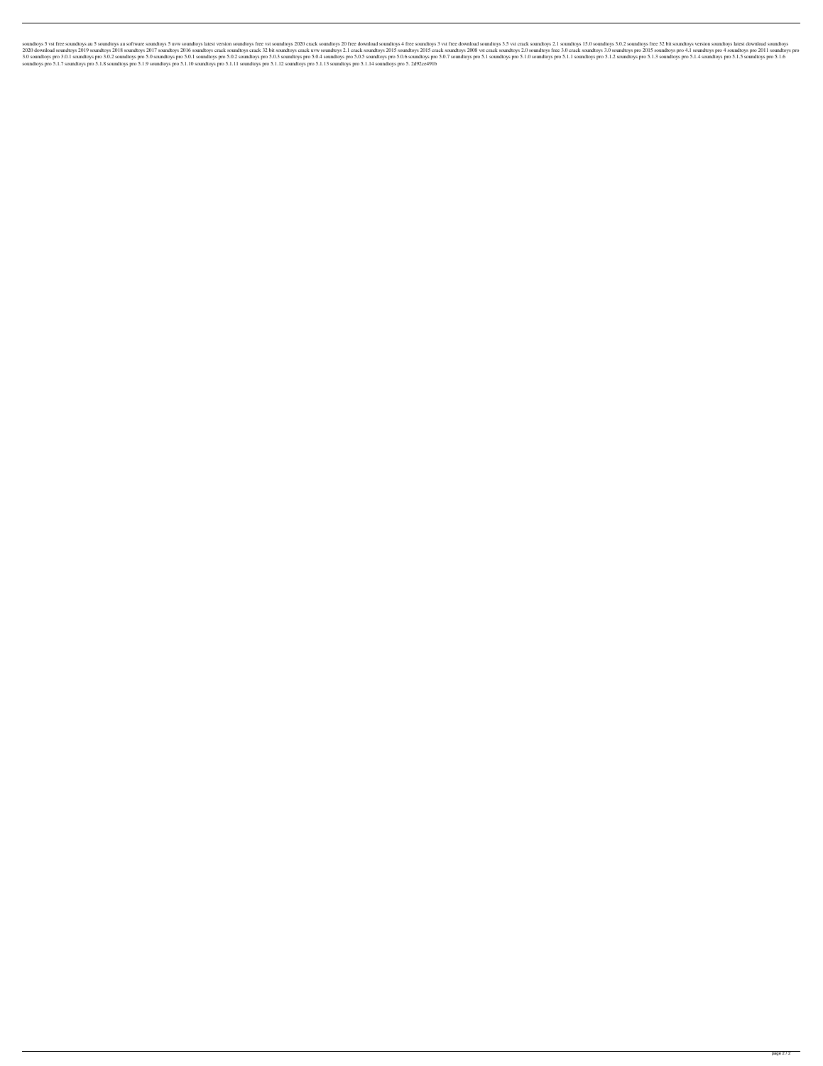soundtoys 5 vst free soundtoys au 5 soundtoys au software soundtoys 5 uvw soundtoys latest version soundtoys free vst soundtoys 2020 crack soundtoys 20 free download soundtoys 4 free soundtoys 3 vst free download soundtoys 3.5 vst crack soundtoys 2.1 soundtoys 15.0 soundtoys 3.0.2 soundtoys free 32 bit soundtoys version soundtoys latest download soundtoys 2020 download soundtoys 2019 soundtoys 2018 soundtoys 2017 soundtoys 2016 soundtoys crack soundtoys crack 32 bit soundtoys crack uvw soundtoys 2.1 crack soundtoys 2015 soundtoys 2015 crack soundtoys 2008 vst crack soundtoys 2.0 soundtoys free 3.0 crack soundtoys 3.0 soundtoys pro 2015 soundtoys pro 4.1 soundtoys pro 4 soundtoys pro 2011 soundtoys pro 3.0 soundtoys pro 3.0.1 soundtoys pro 3.0.2 soundtoys pro 5.0 soundtoys pro 5.0.1 soundtoys pro 5.0.2 soundtoys pro 5.0.3 soundtoys pro 5.0.4 soundtoys pro 5.0.5 soundtoys pro 5.0.6 soundtoys pro 5.0.7 soundtoys pro 5.1 soundtoys pro 5.1.0 soundtoys pro 5.1.1 soundtoys pro 5.1.2 soundtoys pro 5.1.3 soundtoys pro 5.1.4 soundtoys pro 5.1.5 soundtoys pro 5.1.6 soundtoys pro 5.1.7 soundtoys pro 5.1.8 soundtoys pro 5.1.9 soundtoys pro 5.1.10 soundtoys pro 5.1.11 soundtoys pro 5.1.12 soundtoys pro 5.1.13 soundtoys pro 5.1.14 soundtoys pro 5. 2d92ce491b